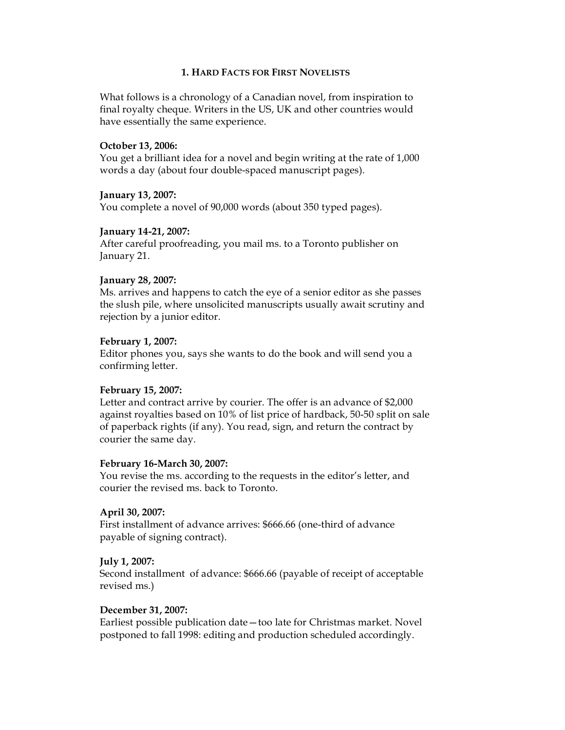# 1. Hard Facts for First Novelists

What follows is a chronology of a Canadian novel, from inspiration to final royalty cheque. Writers in the US, UK and other countries would have essentially the same experience.

**October 13, 2006:**
You get a brilliant idea for a novel and begin writing at the rate of 1,000 words a day (about four double-spaced manuscript pages).

**January 13, 2007:**
You complete a novel of 90,000 words (about 350 typed pages).

**January 14-21, 2007:**
After careful proofreading, you mail ms. to a Toronto publisher on January 21.

**January 28, 2007:**
Ms. arrives and happens to catch the eye of a senior editor as she passes the slush pile, where unsolicited manuscripts usually await scrutiny and rejection by a junior editor.

**February 1, 2007:**
Editor phones you, says she wants to do the book and will send you a confirming letter.

**February 15, 2007:**
Letter and contract arrive by courier. The offer is an advance of $2,000 against royalties based on 10% of list price of hardback, 50-50 split on sale of paperback rights (if any). You read, sign, and return the contract by courier the same day.

**February 16-March 30, 2007:**
You revise the ms. according to the requests in the editor's letter, and courier the revised ms. back to Toronto.

**April 30, 2007:**
First installment of advance arrives: $666.66 (one-third of advance payable of signing contract).

**July 1, 2007:**
Second installment of advance: $666.66 (payable of receipt of acceptable revised ms.)

**December 31, 2007:**
Earliest possible publication date—too late for Christmas market. Novel postponed to fall 1998: editing and production scheduled accordingly.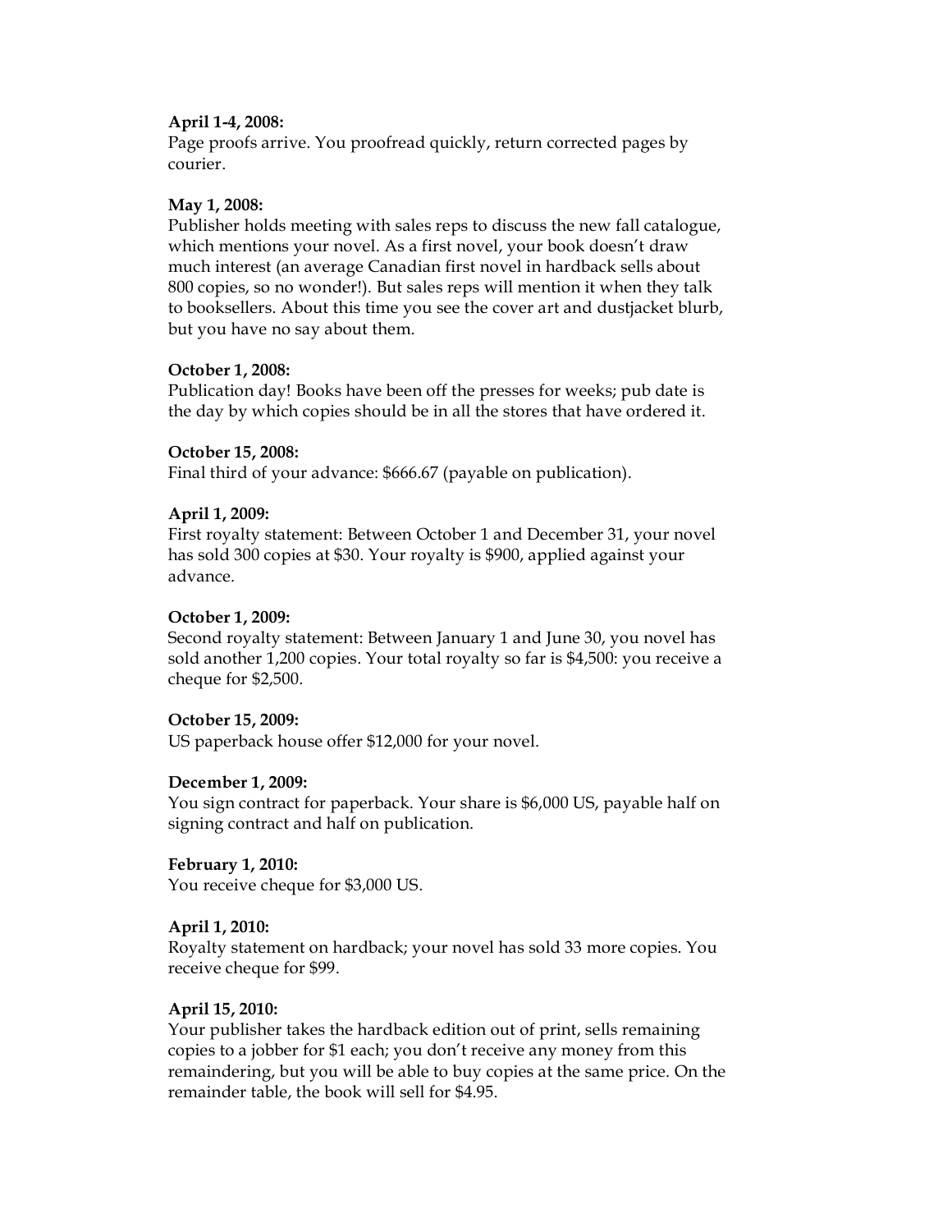**April 1-4, 2008:**
Page proofs arrive. You proofread quickly, return corrected pages by courier.

**May 1, 2008:**
Publisher holds meeting with sales reps to discuss the new fall catalogue, which mentions your novel. As a first novel, your book doesn't draw much interest (an average Canadian first novel in hardback sells about 800 copies, so no wonder!). But sales reps will mention it when they talk to booksellers. About this time you see the cover art and dustjacket blurb, but you have no say about them.

**October 1, 2008:**
Publication day! Books have been off the presses for weeks; pub date is the day by which copies should be in all the stores that have ordered it.

**October 15, 2008:**
Final third of your advance: $666.67 (payable on publication).

**April 1, 2009:**
First royalty statement: Between October 1 and December 31, your novel has sold 300 copies at $30. Your royalty is $900, applied against your advance.

**October 1, 2009:**
Second royalty statement: Between January 1 and June 30, you novel has sold another 1,200 copies. Your total royalty so far is $4,500: you receive a cheque for $2,500.

**October 15, 2009:**
US paperback house offer $12,000 for your novel.

**December 1, 2009:**
You sign contract for paperback. Your share is $6,000 US, payable half on signing contract and half on publication.

**February 1, 2010:**
You receive cheque for $3,000 US.

**April 1, 2010:**
Royalty statement on hardback; your novel has sold 33 more copies. You receive cheque for $99.

**April 15, 2010:**
Your publisher takes the hardback edition out of print, sells remaining copies to a jobber for $1 each; you don't receive any money from this remaindering, but you will be able to buy copies at the same price. On the remainder table, the book will sell for $4.95.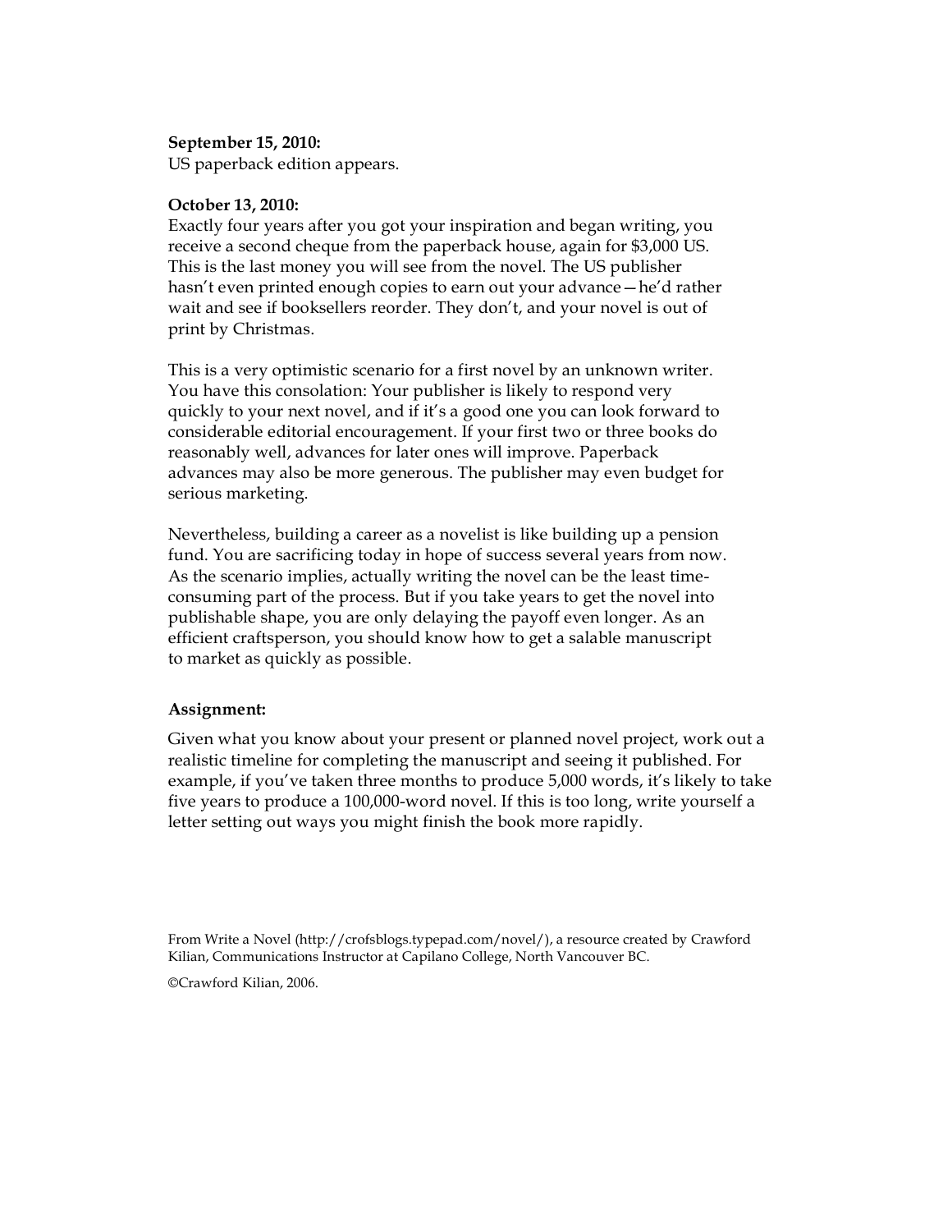**September 15, 2010:**
US paperback edition appears.

**October 13, 2010:**
Exactly four years after you got your inspiration and began writing, you receive a second cheque from the paperback house, again for $3,000 US. This is the last money you will see from the novel. The US publisher hasn't even printed enough copies to earn out your advance—he'd rather wait and see if booksellers reorder. They don't, and your novel is out of print by Christmas.

This is a very optimistic scenario for a first novel by an unknown writer. You have this consolation: Your publisher is likely to respond very quickly to your next novel, and if it's a good one you can look forward to considerable editorial encouragement. If your first two or three books do reasonably well, advances for later ones will improve. Paperback advances may also be more generous. The publisher may even budget for serious marketing.

Nevertheless, building a career as a novelist is like building up a pension fund. You are sacrificing today in hope of success several years from now. As the scenario implies, actually writing the novel can be the least time-consuming part of the process. But if you take years to get the novel into publishable shape, you are only delaying the payoff even longer. As an efficient craftsperson, you should know how to get a salable manuscript to market as quickly as possible.

**Assignment:**

Given what you know about your present or planned novel project, work out a realistic timeline for completing the manuscript and seeing it published. For example, if you've taken three months to produce 5,000 words, it's likely to take five years to produce a 100,000-word novel. If this is too long, write yourself a letter setting out ways you might finish the book more rapidly.

From Write a Novel (http://crofsblogs.typepad.com/novel/), a resource created by Crawford Kilian, Communications Instructor at Capilano College, North Vancouver BC.

©Crawford Kilian, 2006.